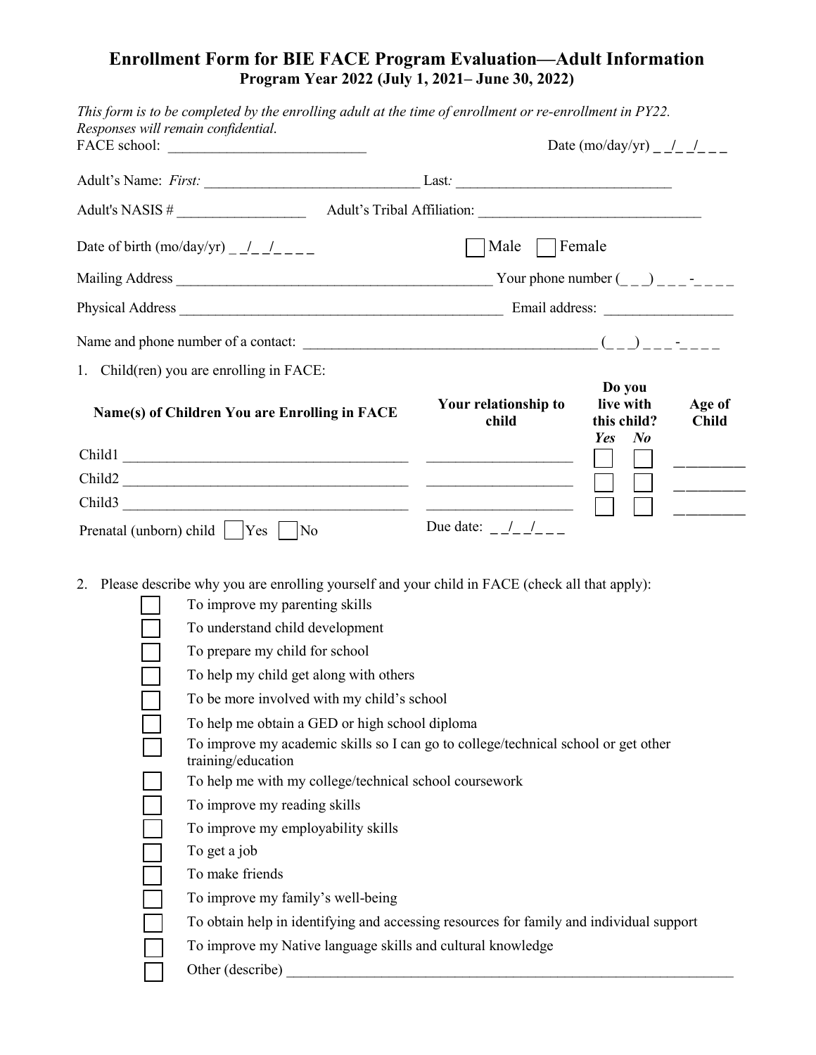# Enrollment Form for BIE FACE Program Evaluation—Adult Information

**Program Year 2022 (July 1, 2021– June 30, 2022)**

*This form is to be completed by the enrolling adult at the time of enrollment or re-enrollment in PY22. Responses will remain confidential.*

FACE school: ___________________________ Date (mo/day/yr) _ _/_ _/_ _ _

Adult's Name: *First:* ______________________________ Last*:* ______________________________

Adult's NASIS # __________________ Adult's Tribal Affiliation: ________________________________

Date of birth (mo/day/yr) _ _/_ _/_ _ _ _ ☐ Male ☐ Female

Mailing Address _____________________________________________ Your phone number (_ _ _) _ _ _-_ _ _ _

Physical Address ______________________________________________ Email address: __________________

Name and phone number of a contact: __________________________________________ (_ _ _) _ _ _-_ _ _ _

1. Child(ren) you are enrolling in FACE:

| Name(s) of Children You are Enrolling in FACE | Your relationship to child | Do you live with this child? *Yes* | *No* | Age of Child |
|---|---|---|---|---|
| Child1 ________________________________________ | ____________________ | ☐ | ☐ | _________ |
| Child2 ________________________________________ | ____________________ | ☐ | ☐ | _________ |
| Child3 ________________________________________ | ____________________ | ☐ | ☐ | _________ |

Prenatal (unborn) child ☐ Yes ☐ No Due date: _ _/_ _/_ _ _

2. Please describe why you are enrolling yourself and your child in FACE (check all that apply):
   - ☐ To improve my parenting skills
   - ☐ To understand child development
   - ☐ To prepare my child for school
   - ☐ To help my child get along with others
   - ☐ To be more involved with my child's school
   - ☐ To help me obtain a GED or high school diploma
   - ☐ To improve my academic skills so I can go to college/technical school or get other training/education
   - ☐ To help me with my college/technical school coursework
   - ☐ To improve my reading skills
   - ☐ To improve my employability skills
   - ☐ To get a job
   - ☐ To make friends
   - ☐ To improve my family's well-being
   - ☐ To obtain help in identifying and accessing resources for family and individual support
   - ☐ To improve my Native language skills and cultural knowledge
   - ☐ Other (describe) _________________________________________________________________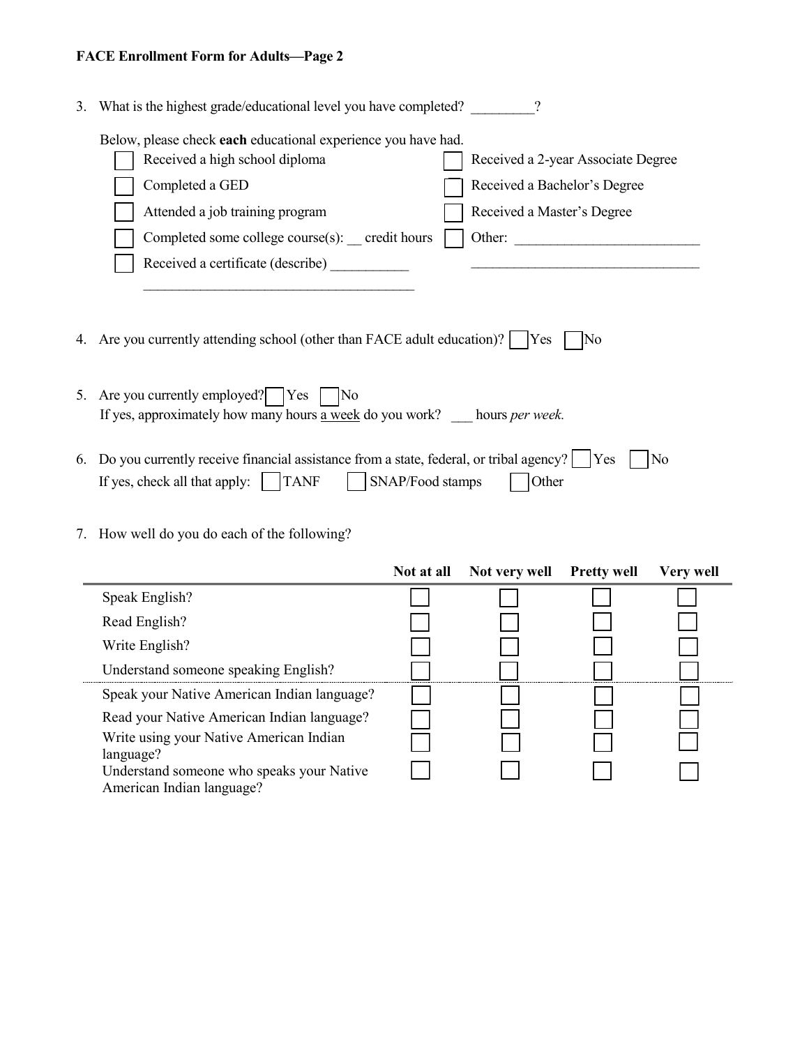**FACE Enrollment Form for Adults—Page 2**

3. What is the highest grade/educational level you have completed? _________?

   Below, please check **each** educational experience you have had.

   - ☐ Received a high school diploma
   - ☐ Completed a GED
   - ☐ Attended a job training program
   - ☐ Completed some college course(s): __ credit hours
   - ☐ Received a certificate (describe) ___________ _______________________________________
   - ☐ Received a 2-year Associate Degree
   - ☐ Received a Bachelor's Degree
   - ☐ Received a Master's Degree
   - ☐ Other: __________________________ _________________________________

4. Are you currently attending school (other than FACE adult education)? ☐ Yes ☐ No

5. Are you currently employed? ☐ Yes ☐ No
   If yes, approximately how many hours a week do you work? ___ hours *per week.*

6. Do you currently receive financial assistance from a state, federal, or tribal agency? ☐ Yes ☐ No
   If yes, check all that apply: ☐ TANF ☐ SNAP/Food stamps ☐ Other

7. How well do you do each of the following?

| | Not at all | Not very well | Pretty well | Very well |
|---|---|---|---|---|
| Speak English? | ☐ | ☐ | ☐ | ☐ |
| Read English? | ☐ | ☐ | ☐ | ☐ |
| Write English? | ☐ | ☐ | ☐ | ☐ |
| Understand someone speaking English? | ☐ | ☐ | ☐ | ☐ |
| Speak your Native American Indian language? | ☐ | ☐ | ☐ | ☐ |
| Read your Native American Indian language? | ☐ | ☐ | ☐ | ☐ |
| Write using your Native American Indian language? | ☐ | ☐ | ☐ | ☐ |
| Understand someone who speaks your Native American Indian language? | ☐ | ☐ | ☐ | ☐ |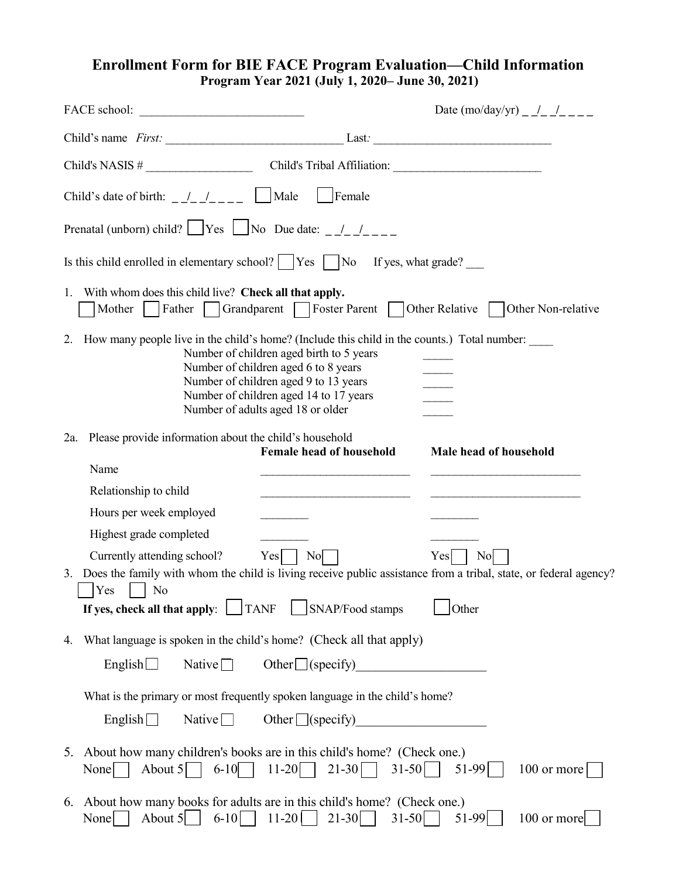# Enrollment Form for BIE FACE Program Evaluation—Child Information

**Program Year 2021 (July 1, 2020– June 30, 2021)**

FACE school: ___________________________ Date (mo/day/yr) _ _/_ _/_ _ _ _

Child's name *First:* ______________________________ Last*:* ______________________________

Child's NASIS # __________________ Child's Tribal Affiliation: _________________________

Child's date of birth: _ _/_ _/_ _ _ _ ☐ Male ☐ Female

Prenatal (unborn) child? ☐ Yes ☐ No Due date: _ _/_ _/_ _ _ _

Is this child enrolled in elementary school? ☐ Yes ☐ No If yes, what grade? ___

1. With whom does this child live? **Check all that apply.**
   ☐ Mother ☐ Father ☐ Grandparent ☐ Foster Parent ☐ Other Relative ☐ Other Non-relative

2. How many people live in the child's home? (Include this child in the counts.) Total number: ____
   - Number of children aged birth to 5 years _____
   - Number of children aged 6 to 8 years _____
   - Number of children aged 9 to 13 years _____
   - Number of children aged 14 to 17 years _____
   - Number of adults aged 18 or older _____

2a. Please provide information about the child's household

| | **Female head of household** | **Male head of household** |
|---|---|---|
| Name | _________________________ | _________________________ |
| Relationship to child | _________________________ | _________________________ |
| Hours per week employed | ________ | ________ |
| Highest grade completed | ________ | ________ |
| Currently attending school? | Yes ☐ No ☐ | Yes ☐ No ☐ |

3. Does the family with whom the child is living receive public assistance from a tribal, state, or federal agency?
   ☐ Yes ☐ No
   **If yes, check all that apply**: ☐ TANF ☐ SNAP/Food stamps ☐ Other

4. What language is spoken in the child's home? (Check all that apply)
   English ☐ Native ☐ Other ☐ (specify)____________________

   What is the primary or most frequently spoken language in the child's home?
   English ☐ Native ☐ Other ☐ (specify)____________________

5. About how many children's books are in this child's home? (Check one.)
   None ☐ About 5 ☐ 6-10 ☐ 11-20 ☐ 21-30 ☐ 31-50 ☐ 51-99 ☐ 100 or more ☐

6. About how many books for adults are in this child's home? (Check one.)
   None ☐ About 5 ☐ 6-10 ☐ 11-20 ☐ 21-30 ☐ 31-50 ☐ 51-99 ☐ 100 or more ☐